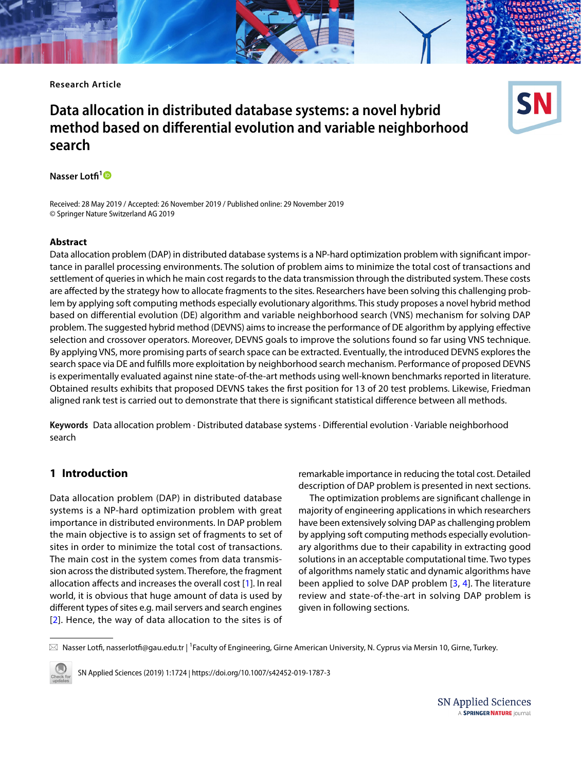Research Article

# Data allocation in distributed database systems: a novel hybrid method based on differential evolution and variable neighborhood search

**Nasser Lotfi**[1]

Received: 28 May 2019 / Accepted: 26 November 2019 / Published online: 29 November 2019
© Springer Nature Switzerland AG 2019

## Abstract

Data allocation problem (DAP) in distributed database systems is a NP-hard optimization problem with significant importance in parallel processing environments. The solution of problem aims to minimize the total cost of transactions and settlement of queries in which he main cost regards to the data transmission through the distributed system. These costs are affected by the strategy how to allocate fragments to the sites. Researchers have been solving this challenging problem by applying soft computing methods especially evolutionary algorithms. This study proposes a novel hybrid method based on differential evolution (DE) algorithm and variable neighborhood search (VNS) mechanism for solving DAP problem. The suggested hybrid method (DEVNS) aims to increase the performance of DE algorithm by applying effective selection and crossover operators. Moreover, DEVNS goals to improve the solutions found so far using VNS technique. By applying VNS, more promising parts of search space can be extracted. Eventually, the introduced DEVNS explores the search space via DE and fulfills more exploitation by neighborhood search mechanism. Performance of proposed DEVNS is experimentally evaluated against nine state-of-the-art methods using well-known benchmarks reported in literature. Obtained results exhibits that proposed DEVNS takes the first position for 13 of 20 test problems. Likewise, Friedman aligned rank test is carried out to demonstrate that there is significant statistical difference between all methods.

**Keywords** Data allocation problem · Distributed database systems · Differential evolution · Variable neighborhood search

## 1 Introduction

Data allocation problem (DAP) in distributed database systems is a NP-hard optimization problem with great importance in distributed environments. In DAP problem the main objective is to assign set of fragments to set of sites in order to minimize the total cost of transactions. The main cost in the system comes from data transmission across the distributed system. Therefore, the fragment allocation affects and increases the overall cost [1]. In real world, it is obvious that huge amount of data is used by different types of sites e.g. mail servers and search engines [2]. Hence, the way of data allocation to the sites is of remarkable importance in reducing the total cost. Detailed description of DAP problem is presented in next sections.

The optimization problems are significant challenge in majority of engineering applications in which researchers have been extensively solving DAP as challenging problem by applying soft computing methods especially evolutionary algorithms due to their capability in extracting good solutions in an acceptable computational time. Two types of algorithms namely static and dynamic algorithms have been applied to solve DAP problem [3, 4]. The literature review and state-of-the-art in solving DAP problem is given in following sections.

---

✉ Nasser Lotfi, nasserlotfi@gau.edu.tr | [1]Faculty of Engineering, Girne American University, N. Cyprus via Mersin 10, Girne, Turkey.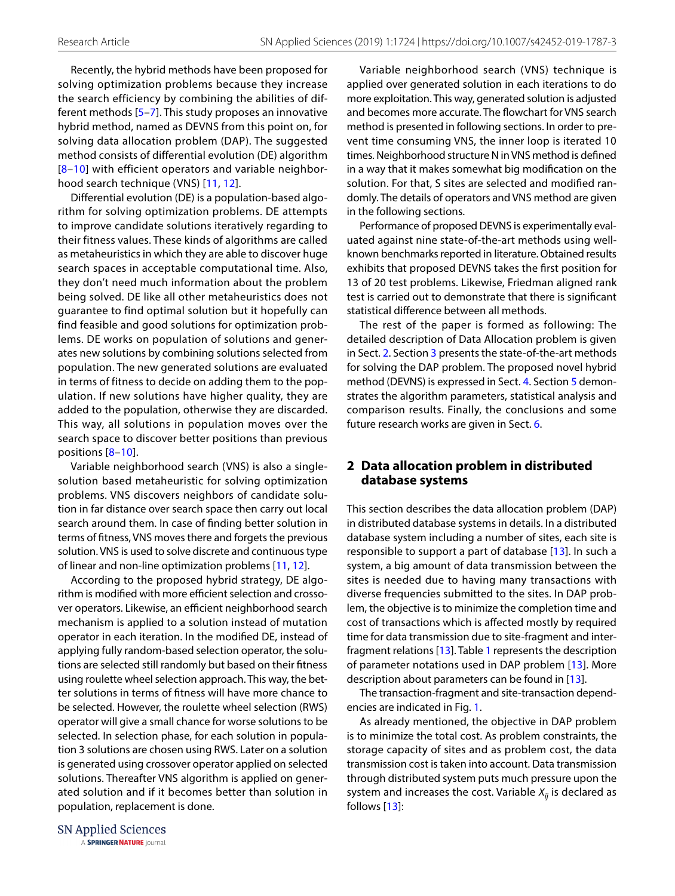Recently, the hybrid methods have been proposed for solving optimization problems because they increase the search efficiency by combining the abilities of different methods [5–7]. This study proposes an innovative hybrid method, named as DEVNS from this point on, for solving data allocation problem (DAP). The suggested method consists of differential evolution (DE) algorithm [8–10] with efficient operators and variable neighborhood search technique (VNS) [11, 12].

Differential evolution (DE) is a population-based algorithm for solving optimization problems. DE attempts to improve candidate solutions iteratively regarding to their fitness values. These kinds of algorithms are called as metaheuristics in which they are able to discover huge search spaces in acceptable computational time. Also, they don't need much information about the problem being solved. DE like all other metaheuristics does not guarantee to find optimal solution but it hopefully can find feasible and good solutions for optimization problems. DE works on population of solutions and generates new solutions by combining solutions selected from population. The new generated solutions are evaluated in terms of fitness to decide on adding them to the population. If new solutions have higher quality, they are added to the population, otherwise they are discarded. This way, all solutions in population moves over the search space to discover better positions than previous positions [8–10].

Variable neighborhood search (VNS) is also a single-solution based metaheuristic for solving optimization problems. VNS discovers neighbors of candidate solution in far distance over search space then carry out local search around them. In case of finding better solution in terms of fitness, VNS moves there and forgets the previous solution. VNS is used to solve discrete and continuous type of linear and non-line optimization problems [11, 12].

According to the proposed hybrid strategy, DE algorithm is modified with more efficient selection and crossover operators. Likewise, an efficient neighborhood search mechanism is applied to a solution instead of mutation operator in each iteration. In the modified DE, instead of applying fully random-based selection operator, the solutions are selected still randomly but based on their fitness using roulette wheel selection approach. This way, the better solutions in terms of fitness will have more chance to be selected. However, the roulette wheel selection (RWS) operator will give a small chance for worse solutions to be selected. In selection phase, for each solution in population 3 solutions are chosen using RWS. Later on a solution is generated using crossover operator applied on selected solutions. Thereafter VNS algorithm is applied on generated solution and if it becomes better than solution in population, replacement is done.

Variable neighborhood search (VNS) technique is applied over generated solution in each iterations to do more exploitation. This way, generated solution is adjusted and becomes more accurate. The flowchart for VNS search method is presented in following sections. In order to prevent time consuming VNS, the inner loop is iterated 10 times. Neighborhood structure N in VNS method is defined in a way that it makes somewhat big modification on the solution. For that, S sites are selected and modified randomly. The details of operators and VNS method are given in the following sections.

Performance of proposed DEVNS is experimentally evaluated against nine state-of-the-art methods using well-known benchmarks reported in literature. Obtained results exhibits that proposed DEVNS takes the first position for 13 of 20 test problems. Likewise, Friedman aligned rank test is carried out to demonstrate that there is significant statistical difference between all methods.

The rest of the paper is formed as following: The detailed description of Data Allocation problem is given in Sect. 2. Section 3 presents the state-of-the-art methods for solving the DAP problem. The proposed novel hybrid method (DEVNS) is expressed in Sect. 4. Section 5 demonstrates the algorithm parameters, statistical analysis and comparison results. Finally, the conclusions and some future research works are given in Sect. 6.

## 2 Data allocation problem in distributed database systems

This section describes the data allocation problem (DAP) in distributed database systems in details. In a distributed database system including a number of sites, each site is responsible to support a part of database [13]. In such a system, a big amount of data transmission between the sites is needed due to having many transactions with diverse frequencies submitted to the sites. In DAP problem, the objective is to minimize the completion time and cost of transactions which is affected mostly by required time for data transmission due to site-fragment and inter-fragment relations [13]. Table 1 represents the description of parameter notations used in DAP problem [13]. More description about parameters can be found in [13].

The transaction-fragment and site-transaction dependencies are indicated in Fig. 1.

As already mentioned, the objective in DAP problem is to minimize the total cost. As problem constraints, the storage capacity of sites and as problem cost, the data transmission cost is taken into account. Data transmission through distributed system puts much pressure upon the system and increases the cost. Variable $X_{ij}$ is declared as follows [13]: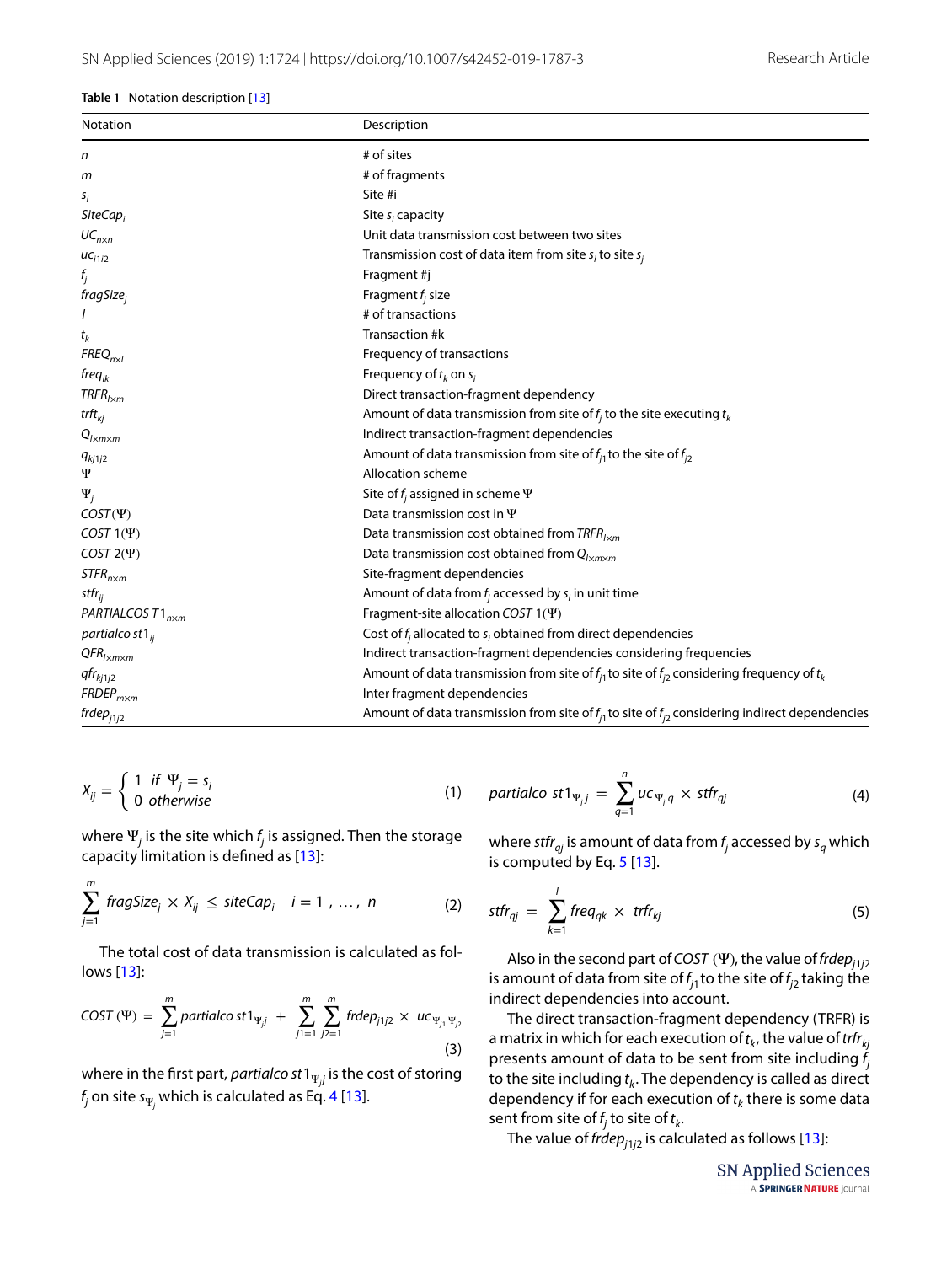**Table 1** Notation description [13]

| Notation | Description |
|---|---|
| $n$ | # of sites |
| $m$ | # of fragments |
| $s_i$ | Site #i |
| $SiteCap_i$ | Site $s_i$ capacity |
| $UC_{n\times n}$ | Unit data transmission cost between two sites |
| $uc_{i1i2}$ | Transmission cost of data item from site $s_i$ to site $s_j$ |
| $f_j$ | Fragment #j |
| $fragSize_j$ | Fragment $f_j$ size |
| $l$ | # of transactions |
| $t_k$ | Transaction #k |
| $FREQ_{n\times l}$ | Frequency of transactions |
| $freq_{ik}$ | Frequency of $t_k$ on $s_i$ |
| $TRFR_{l\times m}$ | Direct transaction-fragment dependency |
| $trft_{kj}$ | Amount of data transmission from site of $f_j$ to the site executing $t_k$ |
| $Q_{l\times m\times m}$ | Indirect transaction-fragment dependencies |
| $q_{kj1j2}$ | Amount of data transmission from site of $f_{j1}$ to the site of $f_{j2}$ |
| $\Psi$ | Allocation scheme |
| $\Psi_j$ | Site of $f_j$ assigned in scheme $\Psi$ |
| $COST(\Psi)$ | Data transmission cost in $\Psi$ |
| $COST\,1(\Psi)$ | Data transmission cost obtained from $TRFR_{l\times m}$ |
| $COST\,2(\Psi)$ | Data transmission cost obtained from $Q_{l\times m\times m}$ |
| $STFR_{n\times m}$ | Site-fragment dependencies |
| $stfr_{ij}$ | Amount of data from $f_j$ accessed by $s_i$ in unit time |
| $PARTIALCOST1_{n\times m}$ | Fragment-site allocation $COST\,1(\Psi)$ |
| $partialcost1_{ij}$ | Cost of $f_j$ allocated to $s_i$ obtained from direct dependencies |
| $QFR_{l\times m\times m}$ | Indirect transaction-fragment dependencies considering frequencies |
| $qfr_{kj1j2}$ | Amount of data transmission from site of $f_{j1}$ to site of $f_{j2}$ considering frequency of $t_k$ |
| $FRDEP_{m\times m}$ | Inter fragment dependencies |
| $frdep_{j1j2}$ | Amount of data transmission from site of $f_{j1}$ to site of $f_{j2}$ considering indirect dependencies |

$$X_{ij} = \begin{cases} 1 & if\ \Psi_j = s_i \\ 0 & otherwise \end{cases} \tag{1}$$

where $\Psi_j$ is the site which $f_j$ is assigned. Then the storage capacity limitation is defined as [13]:

$$\sum_{j=1}^{m} fragSize_j \times X_{ij} \le siteCap_i \quad i = 1, \ldots, n \tag{2}$$

The total cost of data transmission is calculated as follows [13]:

$$COST\,(\Psi) = \sum_{j=1}^{m} partialcost1_{\Psi_j j} + \sum_{j1=1}^{m}\sum_{j2=1}^{m} frdep_{j1j2} \times uc_{\Psi_{j1}\Psi_{j2}} \tag{3}$$

where in the first part, $partialcost1_{\Psi_j j}$ is the cost of storing $f_j$ on site $s_{\Psi_j}$ which is calculated as Eq. 4 [13].

$$partialcost1_{\Psi_j j} = \sum_{q=1}^{n} uc_{\Psi_j q} \times stfr_{qj} \tag{4}$$

where $stfr_{qj}$ is amount of data from $f_j$ accessed by $s_q$ which is computed by Eq. 5 [13].

$$stfr_{qj} = \sum_{k=1}^{l} freq_{qk} \times trfr_{kj} \tag{5}$$

Also in the second part of $COST\,(\Psi)$, the value of $frdep_{j1j2}$ is amount of data from site of $f_{j1}$ to the site of $f_{j2}$ taking the indirect dependencies into account.

The direct transaction-fragment dependency (TRFR) is a matrix in which for each execution of $t_k$, the value of $trfr_{kj}$ presents amount of data to be sent from site including $f_j$ to the site including $t_k$. The dependency is called as direct dependency if for each execution of $t_k$ there is some data sent from site of $f_j$ to site of $t_k$.

The value of $frdep_{j1j2}$ is calculated as follows [13]: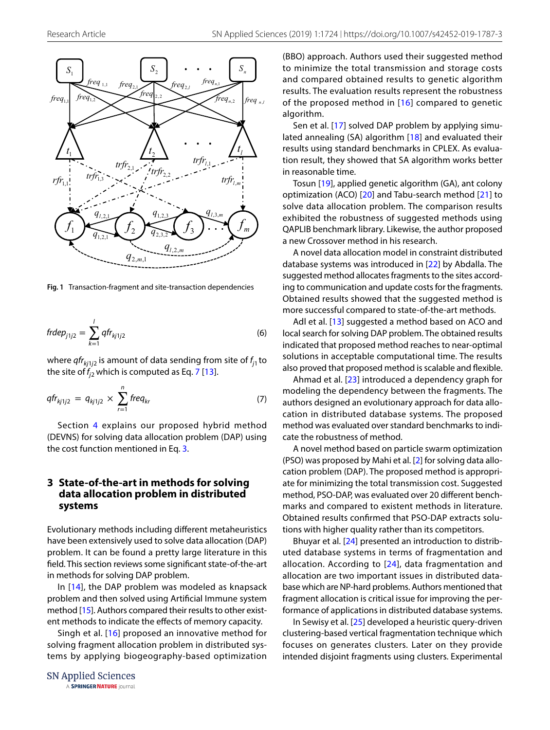Fig. 1 Transaction-fragment and site-transaction dependencies

$$frdep_{j1j2} = \sum_{k=1}^{l} qfr_{kj1j2} \tag{6}$$

where $qfr_{kj1j2}$ is amount of data sending from site of $f_{j1}$ to the site of $f_{j2}$ which is computed as Eq. 7 [13].

$$qfr_{kj1j2} = q_{kj1j2} \times \sum_{r=1}^{n} freq_{kr} \tag{7}$$

Section 4 explains our proposed hybrid method (DEVNS) for solving data allocation problem (DAP) using the cost function mentioned in Eq. 3.

## 3 State-of-the-art in methods for solving data allocation problem in distributed systems

Evolutionary methods including different metaheuristics have been extensively used to solve data allocation (DAP) problem. It can be found a pretty large literature in this field. This section reviews some significant state-of-the-art in methods for solving DAP problem.

In [14], the DAP problem was modeled as knapsack problem and then solved using Artificial Immune system method [15]. Authors compared their results to other existent methods to indicate the effects of memory capacity.

Singh et al. [16] proposed an innovative method for solving fragment allocation problem in distributed systems by applying biogeography-based optimization (BBO) approach. Authors used their suggested method to minimize the total transmission and storage costs and compared obtained results to genetic algorithm results. The evaluation results represent the robustness of the proposed method in [16] compared to genetic algorithm.

Sen et al. [17] solved DAP problem by applying simulated annealing (SA) algorithm [18] and evaluated their results using standard benchmarks in CPLEX. As evaluation result, they showed that SA algorithm works better in reasonable time.

Tosun [19], applied genetic algorithm (GA), ant colony optimization (ACO) [20] and Tabu-search method [21] to solve data allocation problem. The comparison results exhibited the robustness of suggested methods using QAPLIB benchmark library. Likewise, the author proposed a new Crossover method in his research.

A novel data allocation model in constraint distributed database systems was introduced in [22] by Abdalla. The suggested method allocates fragments to the sites according to communication and update costs for the fragments. Obtained results showed that the suggested method is more successful compared to state-of-the-art methods.

Adl et al. [13] suggested a method based on ACO and local search for solving DAP problem. The obtained results indicated that proposed method reaches to near-optimal solutions in acceptable computational time. The results also proved that proposed method is scalable and flexible.

Ahmad et al. [23] introduced a dependency graph for modeling the dependency between the fragments. The authors designed an evolutionary approach for data allocation in distributed database systems. The proposed method was evaluated over standard benchmarks to indicate the robustness of method.

A novel method based on particle swarm optimization (PSO) was proposed by Mahi et al. [2] for solving data allocation problem (DAP). The proposed method is appropriate for minimizing the total transmission cost. Suggested method, PSO-DAP, was evaluated over 20 different benchmarks and compared to existent methods in literature. Obtained results confirmed that PSO-DAP extracts solutions with higher quality rather than its competitors.

Bhuyar et al. [24] presented an introduction to distributed database systems in terms of fragmentation and allocation. According to [24], data fragmentation and allocation are two important issues in distributed database which are NP-hard problems. Authors mentioned that fragment allocation is critical issue for improving the performance of applications in distributed database systems.

In Sewisy et al. [25] developed a heuristic query-driven clustering-based vertical fragmentation technique which focuses on generates clusters. Later on they provide intended disjoint fragments using clusters. Experimental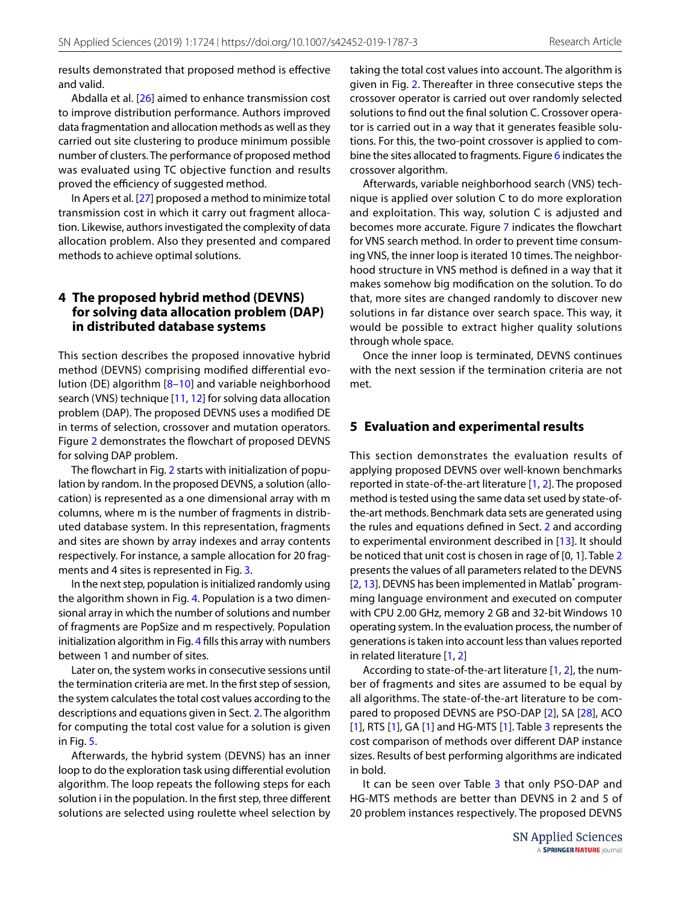results demonstrated that proposed method is effective and valid.

Abdalla et al. [26] aimed to enhance transmission cost to improve distribution performance. Authors improved data fragmentation and allocation methods as well as they carried out site clustering to produce minimum possible number of clusters. The performance of proposed method was evaluated using TC objective function and results proved the efficiency of suggested method.

In Apers et al. [27] proposed a method to minimize total transmission cost in which it carry out fragment allocation. Likewise, authors investigated the complexity of data allocation problem. Also they presented and compared methods to achieve optimal solutions.

## 4 The proposed hybrid method (DEVNS) for solving data allocation problem (DAP) in distributed database systems

This section describes the proposed innovative hybrid method (DEVNS) comprising modified differential evolution (DE) algorithm [8–10] and variable neighborhood search (VNS) technique [11, 12] for solving data allocation problem (DAP). The proposed DEVNS uses a modified DE in terms of selection, crossover and mutation operators. Figure 2 demonstrates the flowchart of proposed DEVNS for solving DAP problem.

The flowchart in Fig. 2 starts with initialization of population by random. In the proposed DEVNS, a solution (allocation) is represented as a one dimensional array with m columns, where m is the number of fragments in distributed database system. In this representation, fragments and sites are shown by array indexes and array contents respectively. For instance, a sample allocation for 20 fragments and 4 sites is represented in Fig. 3.

In the next step, population is initialized randomly using the algorithm shown in Fig. 4. Population is a two dimensional array in which the number of solutions and number of fragments are PopSize and m respectively. Population initialization algorithm in Fig. 4 fills this array with numbers between 1 and number of sites.

Later on, the system works in consecutive sessions until the termination criteria are met. In the first step of session, the system calculates the total cost values according to the descriptions and equations given in Sect. 2. The algorithm for computing the total cost value for a solution is given in Fig. 5.

Afterwards, the hybrid system (DEVNS) has an inner loop to do the exploration task using differential evolution algorithm. The loop repeats the following steps for each solution i in the population. In the first step, three different solutions are selected using roulette wheel selection by taking the total cost values into account. The algorithm is given in Fig. 2. Thereafter in three consecutive steps the crossover operator is carried out over randomly selected solutions to find out the final solution C. Crossover operator is carried out in a way that it generates feasible solutions. For this, the two-point crossover is applied to combine the sites allocated to fragments. Figure 6 indicates the crossover algorithm.

Afterwards, variable neighborhood search (VNS) technique is applied over solution C to do more exploration and exploitation. This way, solution C is adjusted and becomes more accurate. Figure 7 indicates the flowchart for VNS search method. In order to prevent time consuming VNS, the inner loop is iterated 10 times. The neighborhood structure in VNS method is defined in a way that it makes somehow big modification on the solution. To do that, more sites are changed randomly to discover new solutions in far distance over search space. This way, it would be possible to extract higher quality solutions through whole space.

Once the inner loop is terminated, DEVNS continues with the next session if the termination criteria are not met.

## 5 Evaluation and experimental results

This section demonstrates the evaluation results of applying proposed DEVNS over well-known benchmarks reported in state-of-the-art literature [1, 2]. The proposed method is tested using the same data set used by state-of-the-art methods. Benchmark data sets are generated using the rules and equations defined in Sect. 2 and according to experimental environment described in [13]. It should be noticed that unit cost is chosen in rage of [0, 1]. Table 2 presents the values of all parameters related to the DEVNS [2, 13]. DEVNS has been implemented in Matlab® programming language environment and executed on computer with CPU 2.00 GHz, memory 2 GB and 32-bit Windows 10 operating system. In the evaluation process, the number of generations is taken into account less than values reported in related literature [1, 2]

According to state-of-the-art literature [1, 2], the number of fragments and sites are assumed to be equal by all algorithms. The state-of-the-art literature to be compared to proposed DEVNS are PSO-DAP [2], SA [28], ACO [1], RTS [1], GA [1] and HG-MTS [1]. Table 3 represents the cost comparison of methods over different DAP instance sizes. Results of best performing algorithms are indicated in bold.

It can be seen over Table 3 that only PSO-DAP and HG-MTS methods are better than DEVNS in 2 and 5 of 20 problem instances respectively. The proposed DEVNS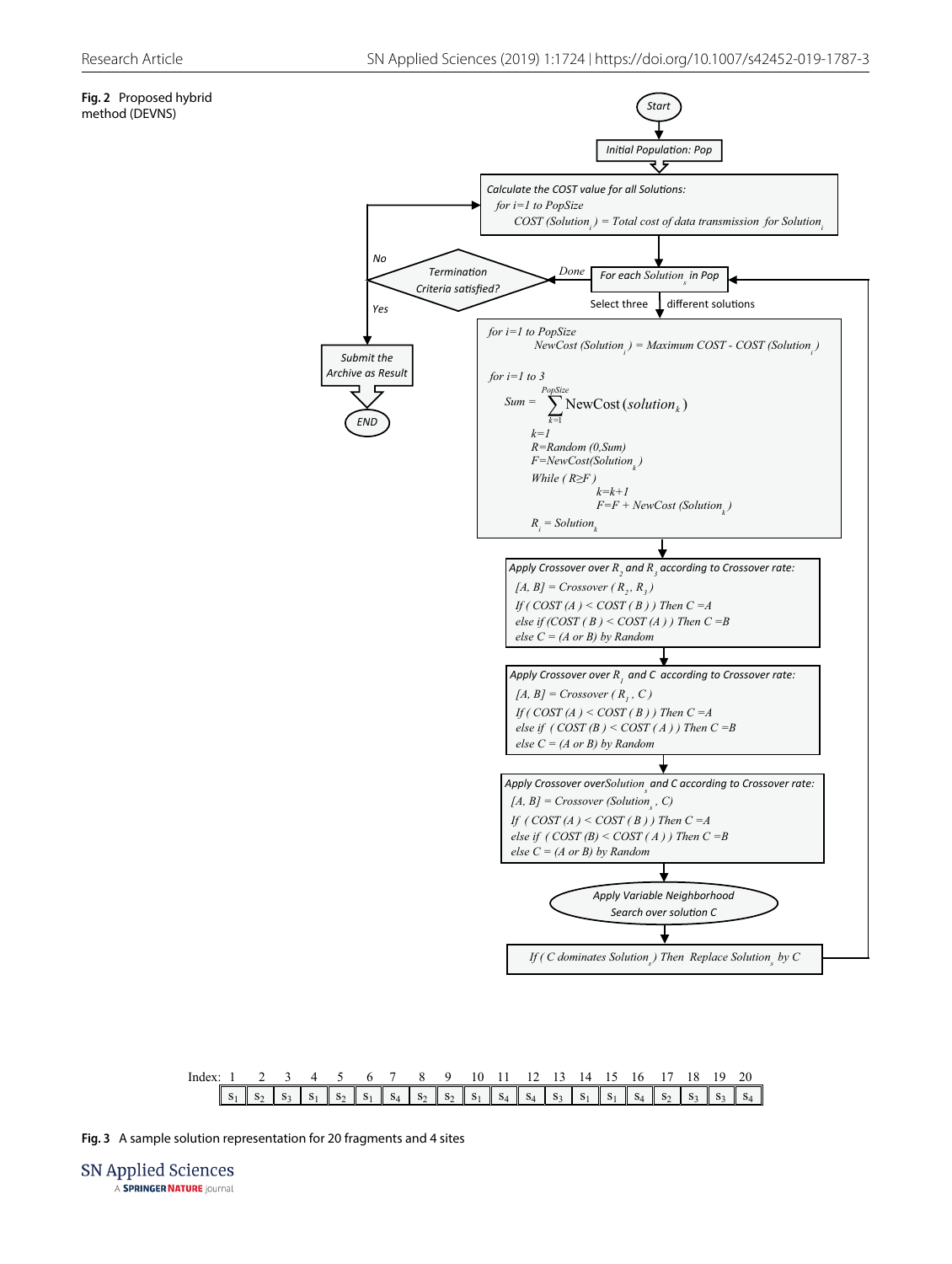**Fig. 2** Proposed hybrid method (DEVNS)

Start

Initial Population: Pop

Calculate the COST value for all Solutions:
for i=1 to PopSize
COST (Solution$_i$) = Total cost of data transmission for Solution$_i$

For each Solution$_s$ in Pop

Done → Termination Criteria satisfied?
- No → Calculate the COST value for all Solutions
- Yes → Submit the Archive as Result → END

Select three different solutions

for i=1 to PopSize
NewCost (Solution$_i$) = Maximum COST - COST (Solution$_i$)

for i=1 to 3

$$Sum = \sum_{k=1}^{PopSize} \text{NewCost}(solution_k)$$

k=1
R=Random (0,Sum)
F=NewCost(Solution$_k$)
While ( R≥F )
k=k+1
F=F + NewCost (Solution$_k$)
R$_i$ = Solution$_k$

Apply Crossover over R$_2$ and R$_3$ according to Crossover rate:
[A, B] = Crossover ( R$_2$, R$_3$ )
If ( COST (A ) < COST ( B ) ) Then C =A
else if (COST ( B ) < COST ( A ) ) Then C =B
else C = (A or B) by Random

Apply Crossover over R$_1$ and C according to Crossover rate:
[A, B] = Crossover ( R$_1$ , C )
If ( COST (A ) < COST ( B ) ) Then C =A
else if ( COST (B ) < COST ( A ) ) Then C =B
else C = (A or B) by Random

Apply Crossover over Solution$_s$ and C according to Crossover rate:
[A, B] = Crossover (Solution$_s$ , C)
If ( COST (A ) < COST ( B ) ) Then C =A
else if ( COST (B) < COST ( A ) ) Then C =B
else C = (A or B) by Random

Apply Variable Neighborhood Search over solution C

If ( C dominates Solution$_s$) Then Replace Solution$_s$ by C

| Index: | 1 | 2 | 3 | 4 | 5 | 6 | 7 | 8 | 9 | 10 | 11 | 12 | 13 | 14 | 15 | 16 | 17 | 18 | 19 | 20 |
|---|---|---|---|---|---|---|---|---|---|---|---|---|---|---|---|---|---|---|---|---|
| | $S_1$ | $S_2$ | $S_3$ | $S_1$ | $S_2$ | $S_1$ | $S_4$ | $S_2$ | $S_2$ | $S_1$ | $S_4$ | $S_4$ | $S_3$ | $S_1$ | $S_1$ | $S_4$ | $S_2$ | $S_3$ | $S_3$ | $S_4$ |

**Fig. 3** A sample solution representation for 20 fragments and 4 sites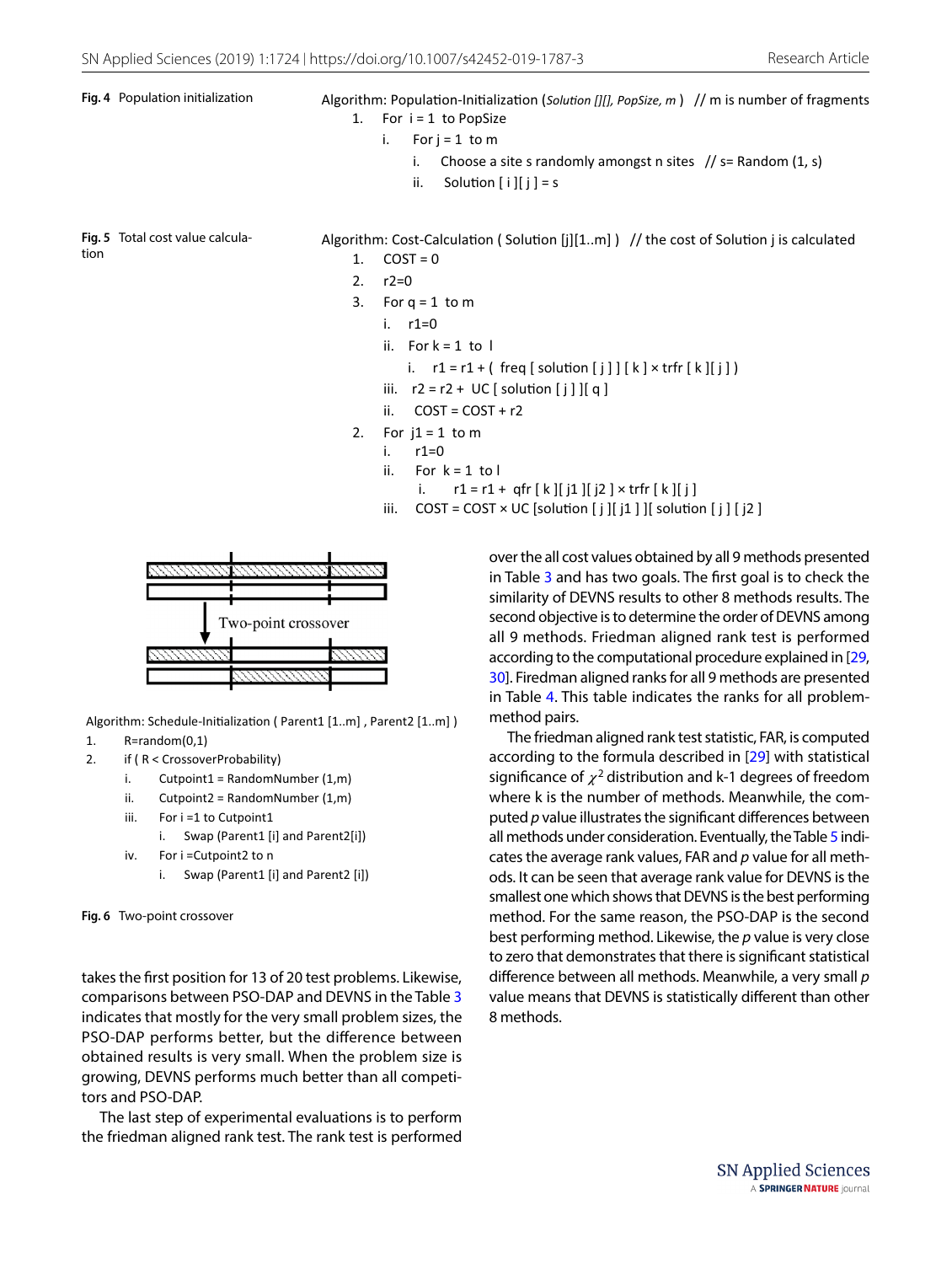**Fig. 4** Population initialization

```
Algorithm: Population-Initialization (Solution [][], PopSize, m )   // m is number of fragments
    1.  For i = 1 to PopSize
        i.   For j = 1 to m
             i.   Choose a site s randomly amongst n sites   // s= Random (1, s)
             ii.  Solution [ i ][ j ] = s
```

**Fig. 5** Total cost value calculation

```
Algorithm: Cost-Calculation ( Solution [j][1..m] )   // the cost of Solution j is calculated
    1.  COST = 0
    2.  r2=0
    3.  For q = 1 to m
        i.   r1=0
        ii.  For k = 1 to l
             i.   r1 = r1 + ( freq [ solution [ j ] ] [ k ] × trfr [ k ][ j ] )
        iii. r2 = r2 + UC [ solution [ j ] ][ q ]
        ii.  COST = COST + r2
    2.  For j1 = 1 to m
        i.   r1=0
        ii.  For k = 1 to l
             i.   r1 = r1 + qfr [ k ][ j1 ][ j2 ] × trfr [ k ][ j ]
        iii. COST = COST × UC [solution [ j ][ j1 ] ][ solution [ j ] [ j2 ]
```

Two-point crossover

```
Algorithm: Schedule-Initialization ( Parent1 [1..m] , Parent2 [1..m] )
1.      R=random(0,1)
2.      if ( R < CrossoverProbability)
        i.    Cutpoint1 = RandomNumber (1,m)
        ii.   Cutpoint2 = RandomNumber (1,m)
        iii.  For i =1 to Cutpoint1
              i.   Swap (Parent1 [i] and Parent2[i])
        iv.   For i =Cutpoint2 to n
              i.   Swap (Parent1 [i] and Parent2 [i])
```

**Fig. 6** Two-point crossover

takes the first position for 13 of 20 test problems. Likewise, comparisons between PSO-DAP and DEVNS in the Table 3 indicates that mostly for the very small problem sizes, the PSO-DAP performs better, but the difference between obtained results is very small. When the problem size is growing, DEVNS performs much better than all competitors and PSO-DAP.

The last step of experimental evaluations is to perform the friedman aligned rank test. The rank test is performed over the all cost values obtained by all 9 methods presented in Table 3 and has two goals. The first goal is to check the similarity of DEVNS results to other 8 methods results. The second objective is to determine the order of DEVNS among all 9 methods. Friedman aligned rank test is performed according to the computational procedure explained in [29, 30]. Firedman aligned ranks for all 9 methods are presented in Table 4. This table indicates the ranks for all problem-method pairs.

The friedman aligned rank test statistic, FAR, is computed according to the formula described in [29] with statistical significance of $\chi^2$ distribution and k-1 degrees of freedom where k is the number of methods. Meanwhile, the computed $p$ value illustrates the significant differences between all methods under consideration. Eventually, the Table 5 indicates the average rank values, FAR and $p$ value for all methods. It can be seen that average rank value for DEVNS is the smallest one which shows that DEVNS is the best performing method. For the same reason, the PSO-DAP is the second best performing method. Likewise, the $p$ value is very close to zero that demonstrates that there is significant statistical difference between all methods. Meanwhile, a very small $p$ value means that DEVNS is statistically different than other 8 methods.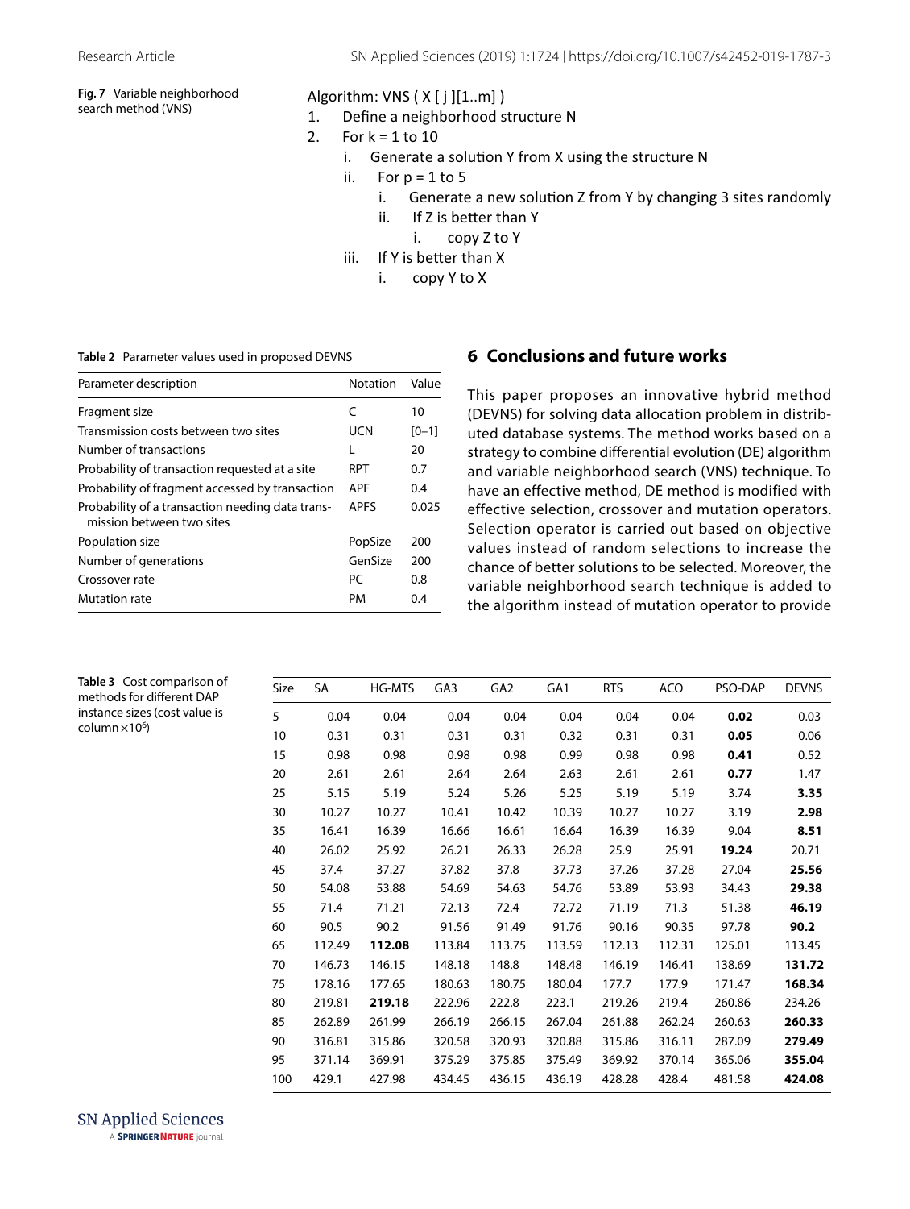**Fig. 7** Variable neighborhood search method (VNS)

```
Algorithm: VNS ( X [ j ][1..m] )
1.  Define a neighborhood structure N
2.  For k = 1 to 10
      i.   Generate a solution Y from X using the structure N
      ii.  For p = 1 to 5
             i.   Generate a new solution Z from Y by changing 3 sites randomly
             ii.  If Z is better than Y
                    i.   copy Z to Y
      iii. If Y is better than X
             i.   copy Y to X
```

**Table 2** Parameter values used in proposed DEVNS

| Parameter description | Notation | Value |
|---|---|---|
| Fragment size | C | 10 |
| Transmission costs between two sites | UCN | [0–1] |
| Number of transactions | L | 20 |
| Probability of transaction requested at a site | RPT | 0.7 |
| Probability of fragment accessed by transaction | APF | 0.4 |
| Probability of a transaction needing data transmission between two sites | APFS | 0.025 |
| Population size | PopSize | 200 |
| Number of generations | GenSize | 200 |
| Crossover rate | PC | 0.8 |
| Mutation rate | PM | 0.4 |

## 6 Conclusions and future works

This paper proposes an innovative hybrid method (DEVNS) for solving data allocation problem in distributed database systems. The method works based on a strategy to combine differential evolution (DE) algorithm and variable neighborhood search (VNS) technique. To have an effective method, DE method is modified with effective selection, crossover and mutation operators. Selection operator is carried out based on objective values instead of random selections to increase the chance of better solutions to be selected. Moreover, the variable neighborhood search technique is added to the algorithm instead of mutation operator to provide

**Table 3** Cost comparison of methods for different DAP instance sizes (cost value is column $\times 10^6$)

| Size | SA | HG-MTS | GA3 | GA2 | GA1 | RTS | ACO | PSO-DAP | DEVNS |
|---|---|---|---|---|---|---|---|---|---|
| 5 | 0.04 | 0.04 | 0.04 | 0.04 | 0.04 | 0.04 | 0.04 | **0.02** | 0.03 |
| 10 | 0.31 | 0.31 | 0.31 | 0.31 | 0.32 | 0.31 | 0.31 | **0.05** | 0.06 |
| 15 | 0.98 | 0.98 | 0.98 | 0.98 | 0.99 | 0.98 | 0.98 | **0.41** | 0.52 |
| 20 | 2.61 | 2.61 | 2.64 | 2.64 | 2.63 | 2.61 | 2.61 | **0.77** | 1.47 |
| 25 | 5.15 | 5.19 | 5.24 | 5.26 | 5.25 | 5.19 | 5.19 | 3.74 | **3.35** |
| 30 | 10.27 | 10.27 | 10.41 | 10.42 | 10.39 | 10.27 | 10.27 | 3.19 | **2.98** |
| 35 | 16.41 | 16.39 | 16.66 | 16.61 | 16.64 | 16.39 | 16.39 | 9.04 | **8.51** |
| 40 | 26.02 | 25.92 | 26.21 | 26.33 | 26.28 | 25.9 | 25.91 | **19.24** | 20.71 |
| 45 | 37.4 | 37.27 | 37.82 | 37.8 | 37.73 | 37.26 | 37.28 | 27.04 | **25.56** |
| 50 | 54.08 | 53.88 | 54.69 | 54.63 | 54.76 | 53.89 | 53.93 | 34.43 | **29.38** |
| 55 | 71.4 | 71.21 | 72.13 | 72.4 | 72.72 | 71.19 | 71.3 | 51.38 | **46.19** |
| 60 | 90.5 | 90.2 | 91.56 | 91.49 | 91.76 | 90.16 | 90.35 | 97.78 | **90.2** |
| 65 | 112.49 | **112.08** | 113.84 | 113.75 | 113.59 | 112.13 | 112.31 | 125.01 | 113.45 |
| 70 | 146.73 | 146.15 | 148.18 | 148.8 | 148.48 | 146.19 | 146.41 | 138.69 | **131.72** |
| 75 | 178.16 | 177.65 | 180.63 | 180.75 | 180.04 | 177.7 | 177.9 | 171.47 | **168.34** |
| 80 | 219.81 | **219.18** | 222.96 | 222.8 | 223.1 | 219.26 | 219.4 | 260.86 | 234.26 |
| 85 | 262.89 | 261.99 | 266.19 | 266.15 | 267.04 | 261.88 | 262.24 | 260.63 | **260.33** |
| 90 | 316.81 | 315.86 | 320.58 | 320.93 | 320.88 | 315.86 | 316.11 | 287.09 | **279.49** |
| 95 | 371.14 | 369.91 | 375.29 | 375.85 | 375.49 | 369.92 | 370.14 | 365.06 | **355.04** |
| 100 | 429.1 | 427.98 | 434.45 | 436.15 | 436.19 | 428.28 | 428.4 | 481.58 | **424.08** |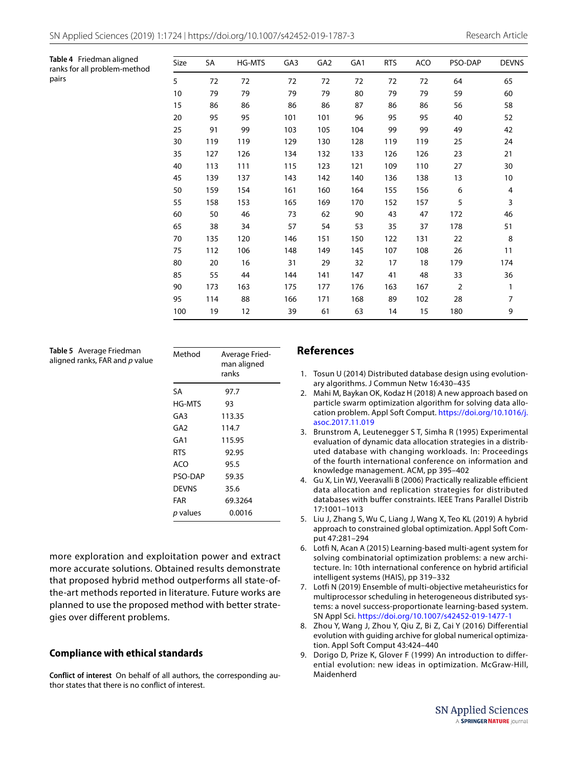**Table 4** Friedman aligned ranks for all problem-method pairs

| Size | SA | HG-MTS | GA3 | GA2 | GA1 | RTS | ACO | PSO-DAP | DEVNS |
|---|---|---|---|---|---|---|---|---|---|
| 5 | 72 | 72 | 72 | 72 | 72 | 72 | 72 | 64 | 65 |
| 10 | 79 | 79 | 79 | 79 | 80 | 79 | 79 | 59 | 60 |
| 15 | 86 | 86 | 86 | 86 | 87 | 86 | 86 | 56 | 58 |
| 20 | 95 | 95 | 101 | 101 | 96 | 95 | 95 | 40 | 52 |
| 25 | 91 | 99 | 103 | 105 | 104 | 99 | 99 | 49 | 42 |
| 30 | 119 | 119 | 129 | 130 | 128 | 119 | 119 | 25 | 24 |
| 35 | 127 | 126 | 134 | 132 | 133 | 126 | 126 | 23 | 21 |
| 40 | 113 | 111 | 115 | 123 | 121 | 109 | 110 | 27 | 30 |
| 45 | 139 | 137 | 143 | 142 | 140 | 136 | 138 | 13 | 10 |
| 50 | 159 | 154 | 161 | 160 | 164 | 155 | 156 | 6 | 4 |
| 55 | 158 | 153 | 165 | 169 | 170 | 152 | 157 | 5 | 3 |
| 60 | 50 | 46 | 73 | 62 | 90 | 43 | 47 | 172 | 46 |
| 65 | 38 | 34 | 57 | 54 | 53 | 35 | 37 | 178 | 51 |
| 70 | 135 | 120 | 146 | 151 | 150 | 122 | 131 | 22 | 8 |
| 75 | 112 | 106 | 148 | 149 | 145 | 107 | 108 | 26 | 11 |
| 80 | 20 | 16 | 31 | 29 | 32 | 17 | 18 | 179 | 174 |
| 85 | 55 | 44 | 144 | 141 | 147 | 41 | 48 | 33 | 36 |
| 90 | 173 | 163 | 175 | 177 | 176 | 163 | 167 | 2 | 1 |
| 95 | 114 | 88 | 166 | 171 | 168 | 89 | 102 | 28 | 7 |
| 100 | 19 | 12 | 39 | 61 | 63 | 14 | 15 | 180 | 9 |

**Table 5** Average Friedman aligned ranks, FAR and *p* value

| Method | Average Friedman aligned ranks |
|---|---|
| SA | 97.7 |
| HG-MTS | 93 |
| GA3 | 113.35 |
| GA2 | 114.7 |
| GA1 | 115.95 |
| RTS | 92.95 |
| ACO | 95.5 |
| PSO-DAP | 59.35 |
| DEVNS | 35.6 |
| FAR | 69.3264 |
| *p* values | 0.0016 |

more exploration and exploitation power and extract more accurate solutions. Obtained results demonstrate that proposed hybrid method outperforms all state-of-the-art methods reported in literature. Future works are planned to use the proposed method with better strategies over different problems.

## Compliance with ethical standards

**Conflict of interest** On behalf of all authors, the corresponding author states that there is no conflict of interest.

## References

1. Tosun U (2014) Distributed database design using evolutionary algorithms. J Commun Netw 16:430–435
2. Mahi M, Baykan OK, Kodaz H (2018) A new approach based on particle swarm optimization algorithm for solving data allocation problem. Appl Soft Comput. https://doi.org/10.1016/j.asoc.2017.11.019
3. Brunstrom A, Leutenegger S T, Simha R (1995) Experimental evaluation of dynamic data allocation strategies in a distributed database with changing workloads. In: Proceedings of the fourth international conference on information and knowledge management. ACM, pp 395–402
4. Gu X, Lin WJ, Veeravalli B (2006) Practically realizable efficient data allocation and replication strategies for distributed databases with buffer constraints. IEEE Trans Parallel Distrib 17:1001–1013
5. Liu J, Zhang S, Wu C, Liang J, Wang X, Teo KL (2019) A hybrid approach to constrained global optimization. Appl Soft Comput 47:281–294
6. Lotfi N, Acan A (2015) Learning-based multi-agent system for solving combinatorial optimization problems: a new architecture. In: 10th international conference on hybrid artificial intelligent systems (HAIS), pp 319–332
7. Lotfi N (2019) Ensemble of multi-objective metaheuristics for multiprocessor scheduling in heterogeneous distributed systems: a novel success-proportionate learning-based system. SN Appl Sci. https://doi.org/10.1007/s42452-019-1477-1
8. Zhou Y, Wang J, Zhou Y, Qiu Z, Bi Z, Cai Y (2016) Differential evolution with guiding archive for global numerical optimization. Appl Soft Comput 43:424–440
9. Dorigo D, Prize K, Glover F (1999) An introduction to differential evolution: new ideas in optimization. McGraw-Hill, Maidenherd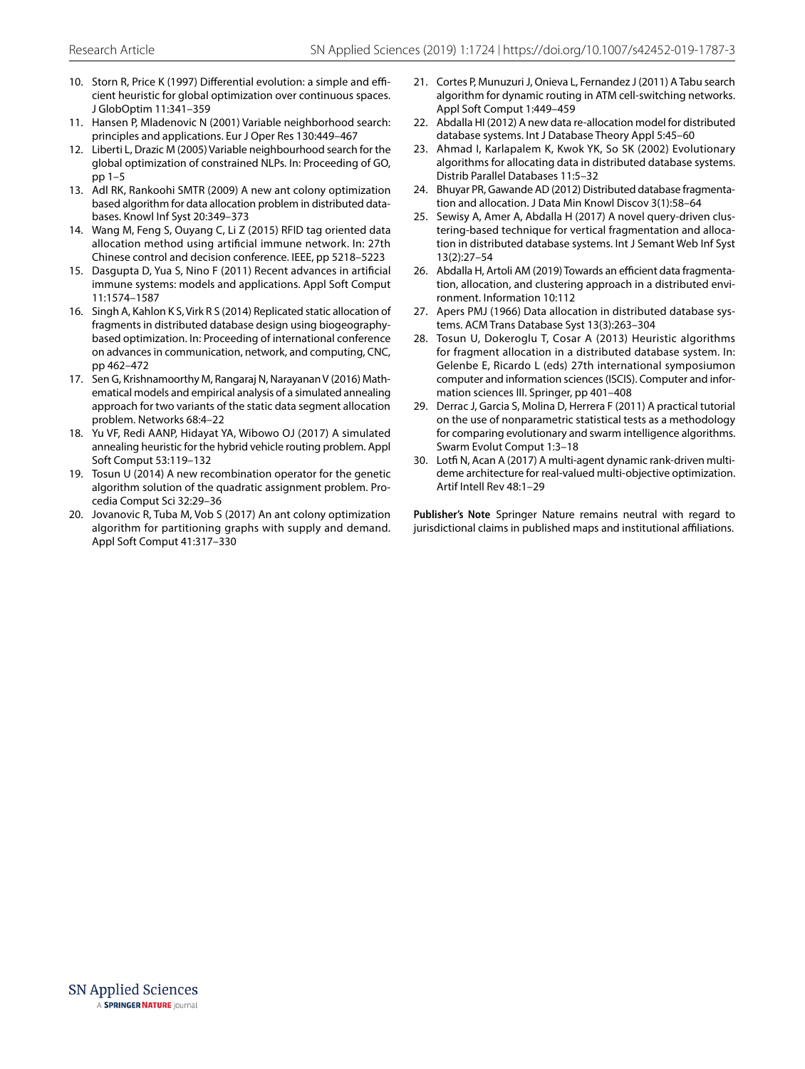10. Storn R, Price K (1997) Differential evolution: a simple and efficient heuristic for global optimization over continuous spaces. J GlobOptim 11:341–359
11. Hansen P, Mladenovic N (2001) Variable neighborhood search: principles and applications. Eur J Oper Res 130:449–467
12. Liberti L, Drazic M (2005) Variable neighbourhood search for the global optimization of constrained NLPs. In: Proceeding of GO, pp 1–5
13. Adl RK, Rankoohi SMTR (2009) A new ant colony optimization based algorithm for data allocation problem in distributed databases. Knowl Inf Syst 20:349–373
14. Wang M, Feng S, Ouyang C, Li Z (2015) RFID tag oriented data allocation method using artificial immune network. In: 27th Chinese control and decision conference. IEEE, pp 5218–5223
15. Dasgupta D, Yua S, Nino F (2011) Recent advances in artificial immune systems: models and applications. Appl Soft Comput 11:1574–1587
16. Singh A, Kahlon K S, Virk R S (2014) Replicated static allocation of fragments in distributed database design using biogeography-based optimization. In: Proceeding of international conference on advances in communication, network, and computing, CNC, pp 462–472
17. Sen G, Krishnamoorthy M, Rangaraj N, Narayanan V (2016) Mathematical models and empirical analysis of a simulated annealing approach for two variants of the static data segment allocation problem. Networks 68:4–22
18. Yu VF, Redi AANP, Hidayat YA, Wibowo OJ (2017) A simulated annealing heuristic for the hybrid vehicle routing problem. Appl Soft Comput 53:119–132
19. Tosun U (2014) A new recombination operator for the genetic algorithm solution of the quadratic assignment problem. Procedia Comput Sci 32:29–36
20. Jovanovic R, Tuba M, Vob S (2017) An ant colony optimization algorithm for partitioning graphs with supply and demand. Appl Soft Comput 41:317–330
21. Cortes P, Munuzuri J, Onieva L, Fernandez J (2011) A Tabu search algorithm for dynamic routing in ATM cell-switching networks. Appl Soft Comput 1:449–459
22. Abdalla HI (2012) A new data re-allocation model for distributed database systems. Int J Database Theory Appl 5:45–60
23. Ahmad I, Karlapalem K, Kwok YK, So SK (2002) Evolutionary algorithms for allocating data in distributed database systems. Distrib Parallel Databases 11:5–32
24. Bhuyar PR, Gawande AD (2012) Distributed database fragmentation and allocation. J Data Min Knowl Discov 3(1):58–64
25. Sewisy A, Amer A, Abdalla H (2017) A novel query-driven clustering-based technique for vertical fragmentation and allocation in distributed database systems. Int J Semant Web Inf Syst 13(2):27–54
26. Abdalla H, Artoli AM (2019) Towards an efficient data fragmentation, allocation, and clustering approach in a distributed environment. Information 10:112
27. Apers PMJ (1966) Data allocation in distributed database systems. ACM Trans Database Syst 13(3):263–304
28. Tosun U, Dokeroglu T, Cosar A (2013) Heuristic algorithms for fragment allocation in a distributed database system. In: Gelenbe E, Ricardo L (eds) 27th international symposiumon computer and information sciences (ISCIS). Computer and information sciences III. Springer, pp 401–408
29. Derrac J, Garcia S, Molina D, Herrera F (2011) A practical tutorial on the use of nonparametric statistical tests as a methodology for comparing evolutionary and swarm intelligence algorithms. Swarm Evolut Comput 1:3–18
30. Lotfi N, Acan A (2017) A multi-agent dynamic rank-driven multi-deme architecture for real-valued multi-objective optimization. Artif Intell Rev 48:1–29

**Publisher's Note** Springer Nature remains neutral with regard to jurisdictional claims in published maps and institutional affiliations.